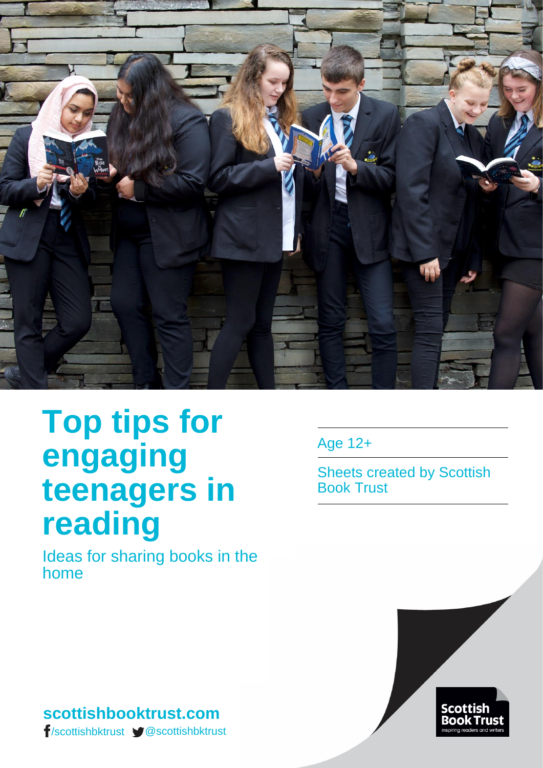# Top tips for engaging teenagers in reading

Ideas for sharing books in the home

Age 12+

Sheets created by Scottish Book Trust

**scottishbooktrust.com**

/scottishbktrust @scottishbktrust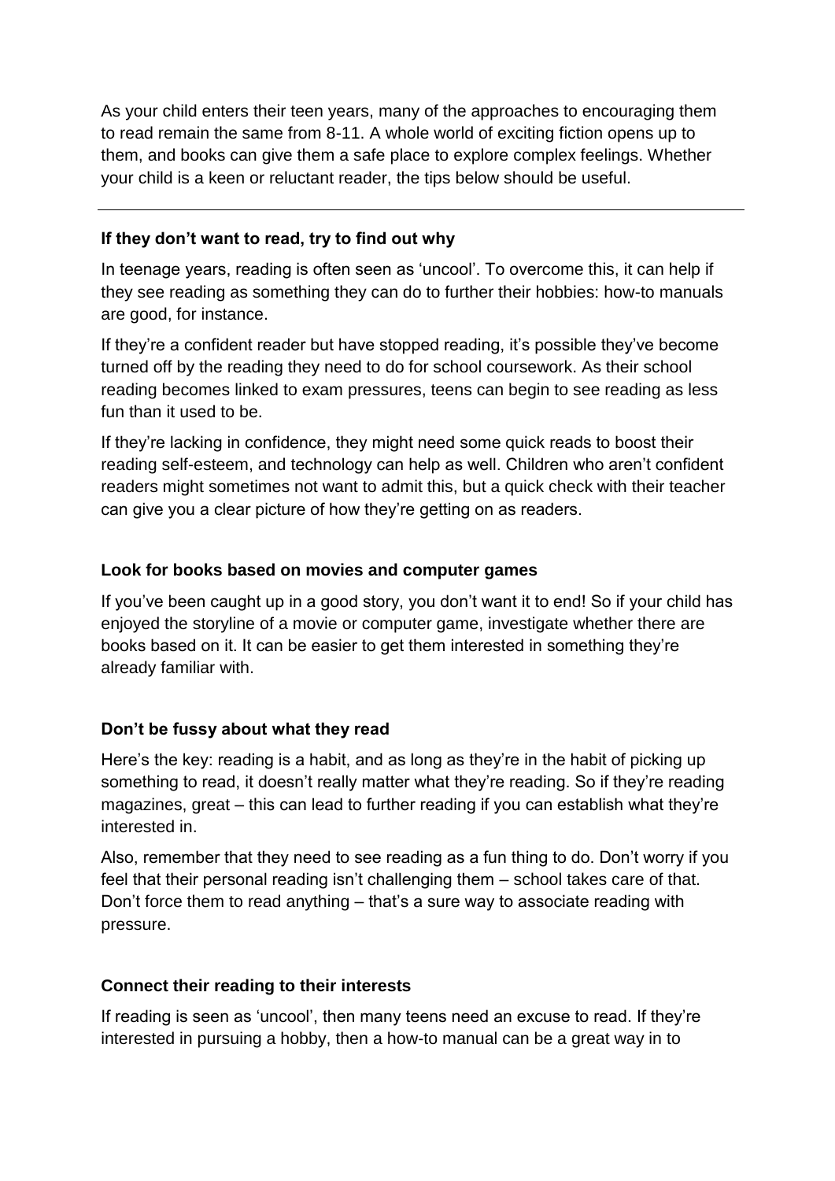As your child enters their teen years, many of the approaches to encouraging them to read remain the same from 8-11. A whole world of exciting fiction opens up to them, and books can give them a safe place to explore complex feelings. Whether your child is a keen or reluctant reader, the tips below should be useful.

---

**If they don't want to read, try to find out why**

In teenage years, reading is often seen as 'uncool'. To overcome this, it can help if they see reading as something they can do to further their hobbies: how-to manuals are good, for instance.

If they're a confident reader but have stopped reading, it's possible they've become turned off by the reading they need to do for school coursework. As their school reading becomes linked to exam pressures, teens can begin to see reading as less fun than it used to be.

If they're lacking in confidence, they might need some quick reads to boost their reading self-esteem, and technology can help as well. Children who aren't confident readers might sometimes not want to admit this, but a quick check with their teacher can give you a clear picture of how they're getting on as readers.

**Look for books based on movies and computer games**

If you've been caught up in a good story, you don't want it to end! So if your child has enjoyed the storyline of a movie or computer game, investigate whether there are books based on it. It can be easier to get them interested in something they're already familiar with.

**Don't be fussy about what they read**

Here's the key: reading is a habit, and as long as they're in the habit of picking up something to read, it doesn't really matter what they're reading. So if they're reading magazines, great – this can lead to further reading if you can establish what they're interested in.

Also, remember that they need to see reading as a fun thing to do. Don't worry if you feel that their personal reading isn't challenging them – school takes care of that. Don't force them to read anything – that's a sure way to associate reading with pressure.

**Connect their reading to their interests**

If reading is seen as 'uncool', then many teens need an excuse to read. If they're interested in pursuing a hobby, then a how-to manual can be a great way in to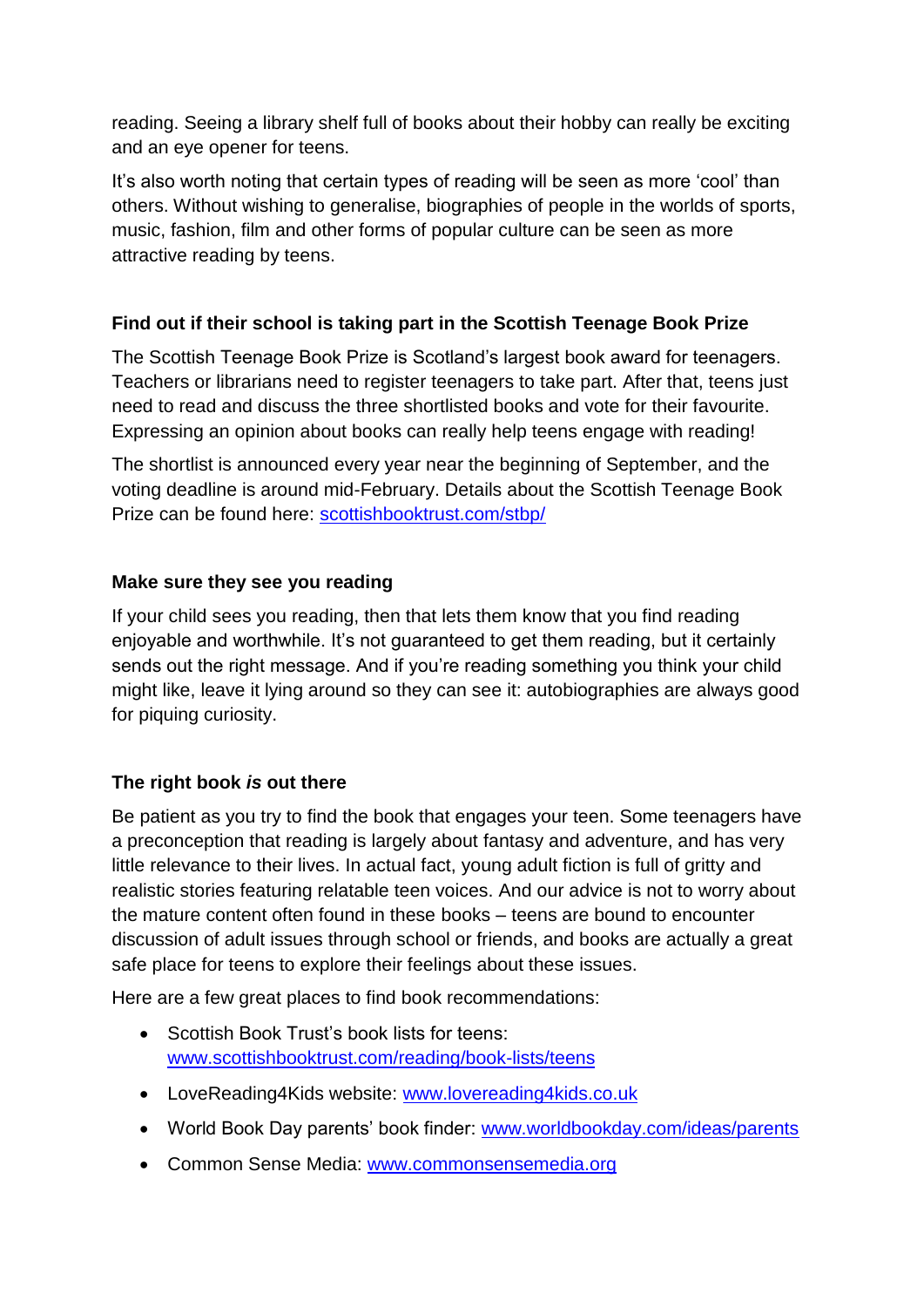reading. Seeing a library shelf full of books about their hobby can really be exciting and an eye opener for teens.

It's also worth noting that certain types of reading will be seen as more 'cool' than others. Without wishing to generalise, biographies of people in the worlds of sports, music, fashion, film and other forms of popular culture can be seen as more attractive reading by teens.

### Find out if their school is taking part in the Scottish Teenage Book Prize

The Scottish Teenage Book Prize is Scotland's largest book award for teenagers. Teachers or librarians need to register teenagers to take part. After that, teens just need to read and discuss the three shortlisted books and vote for their favourite. Expressing an opinion about books can really help teens engage with reading!

The shortlist is announced every year near the beginning of September, and the voting deadline is around mid-February. Details about the Scottish Teenage Book Prize can be found here: [scottishbooktrust.com/stbp/](scottishbooktrust.com/stbp/)

### Make sure they see you reading

If your child sees you reading, then that lets them know that you find reading enjoyable and worthwhile. It's not guaranteed to get them reading, but it certainly sends out the right message. And if you're reading something you think your child might like, leave it lying around so they can see it: autobiographies are always good for piquing curiosity.

### The right book *is* out there

Be patient as you try to find the book that engages your teen. Some teenagers have a preconception that reading is largely about fantasy and adventure, and has very little relevance to their lives. In actual fact, young adult fiction is full of gritty and realistic stories featuring relatable teen voices. And our advice is not to worry about the mature content often found in these books – teens are bound to encounter discussion of adult issues through school or friends, and books are actually a great safe place for teens to explore their feelings about these issues.

Here are a few great places to find book recommendations:

- Scottish Book Trust's book lists for teens: [www.scottishbooktrust.com/reading/book-lists/teens](www.scottishbooktrust.com/reading/book-lists/teens)
- LoveReading4Kids website: [www.lovereading4kids.co.uk](www.lovereading4kids.co.uk)
- World Book Day parents' book finder: [www.worldbookday.com/ideas/parents](www.worldbookday.com/ideas/parents)
- Common Sense Media: [www.commonsensemedia.org](www.commonsensemedia.org)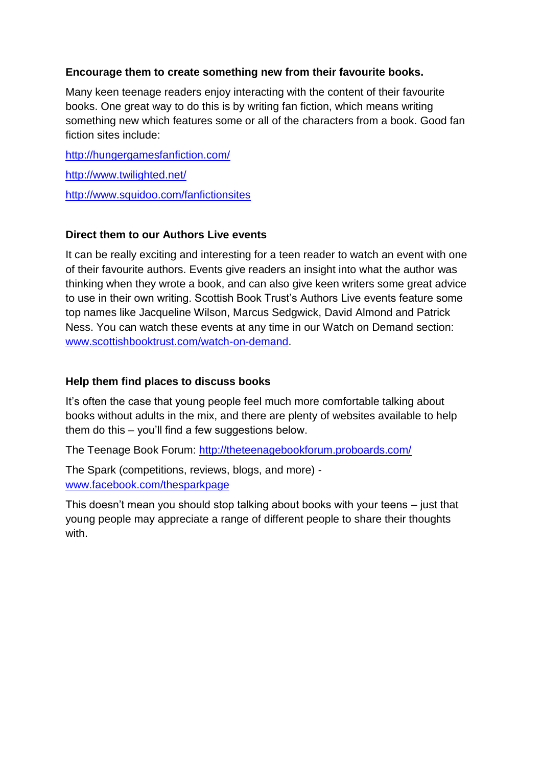**Encourage them to create something new from their favourite books.**

Many keen teenage readers enjoy interacting with the content of their favourite books. One great way to do this is by writing fan fiction, which means writing something new which features some or all of the characters from a book. Good fan fiction sites include:

http://hungergamesfanfiction.com/

http://www.twilighted.net/

http://www.squidoo.com/fanfictionsites

**Direct them to our Authors Live events**

It can be really exciting and interesting for a teen reader to watch an event with one of their favourite authors. Events give readers an insight into what the author was thinking when they wrote a book, and can also give keen writers some great advice to use in their own writing. Scottish Book Trust's Authors Live events feature some top names like Jacqueline Wilson, Marcus Sedgwick, David Almond and Patrick Ness. You can watch these events at any time in our Watch on Demand section: www.scottishbooktrust.com/watch-on-demand.

**Help them find places to discuss books**

It's often the case that young people feel much more comfortable talking about books without adults in the mix, and there are plenty of websites available to help them do this – you'll find a few suggestions below.

The Teenage Book Forum: http://theteenagebookforum.proboards.com/

The Spark (competitions, reviews, blogs, and more) - www.facebook.com/thesparkpage

This doesn't mean you should stop talking about books with your teens – just that young people may appreciate a range of different people to share their thoughts with.